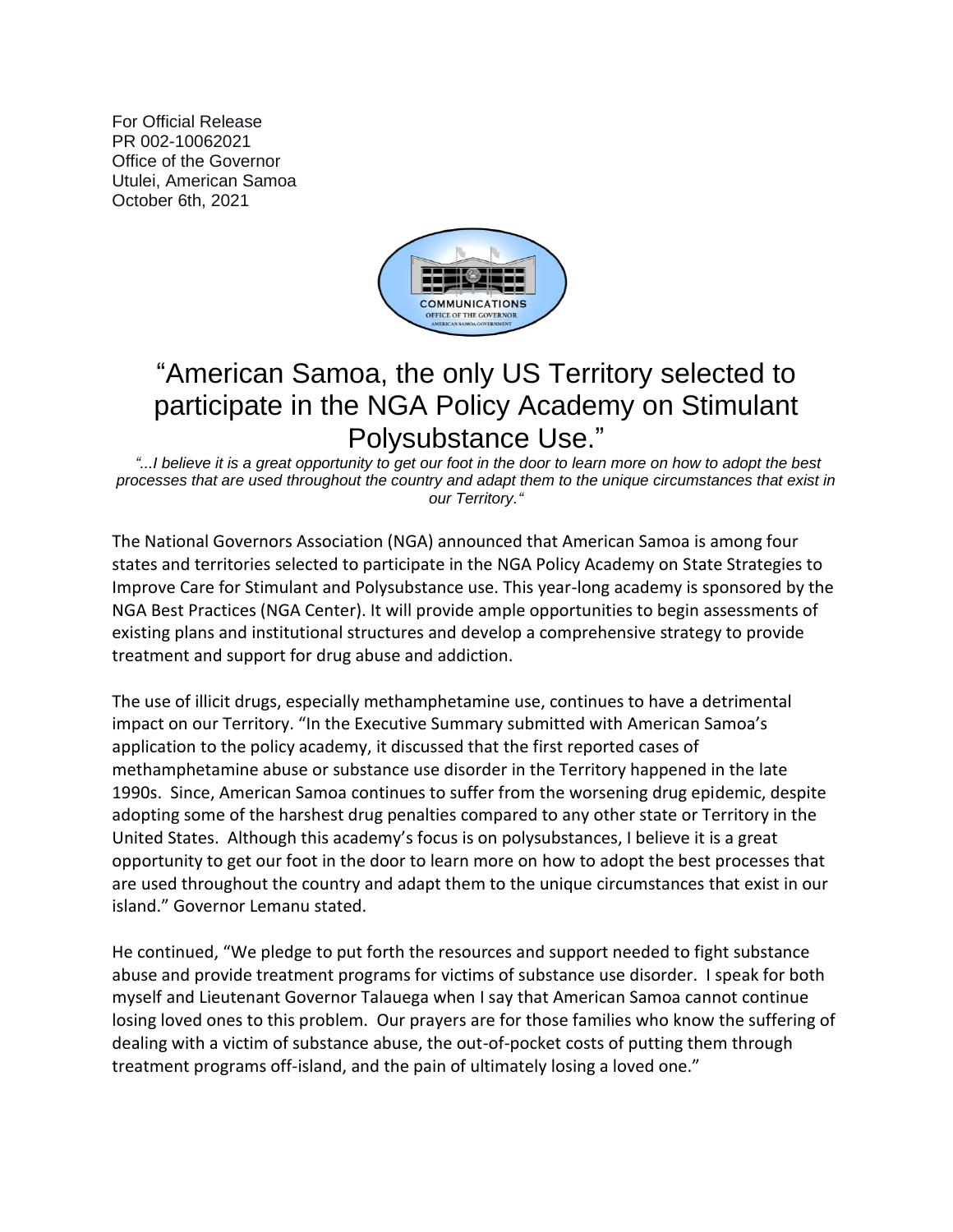For Official Release
PR 002-10062021
Office of the Governor
Utulei, American Samoa
October 6th, 2021

# "American Samoa, the only US Territory selected to participate in the NGA Policy Academy on Stimulant Polysubstance Use."

*"...I believe it is a great opportunity to get our foot in the door to learn more on how to adopt the best processes that are used throughout the country and adapt them to the unique circumstances that exist in our Territory."*

The National Governors Association (NGA) announced that American Samoa is among four states and territories selected to participate in the NGA Policy Academy on State Strategies to Improve Care for Stimulant and Polysubstance use. This year-long academy is sponsored by the NGA Best Practices (NGA Center). It will provide ample opportunities to begin assessments of existing plans and institutional structures and develop a comprehensive strategy to provide treatment and support for drug abuse and addiction.

The use of illicit drugs, especially methamphetamine use, continues to have a detrimental impact on our Territory. "In the Executive Summary submitted with American Samoa's application to the policy academy, it discussed that the first reported cases of methamphetamine abuse or substance use disorder in the Territory happened in the late 1990s. Since, American Samoa continues to suffer from the worsening drug epidemic, despite adopting some of the harshest drug penalties compared to any other state or Territory in the United States. Although this academy's focus is on polysubstances, I believe it is a great opportunity to get our foot in the door to learn more on how to adopt the best processes that are used throughout the country and adapt them to the unique circumstances that exist in our island." Governor Lemanu stated.

He continued, "We pledge to put forth the resources and support needed to fight substance abuse and provide treatment programs for victims of substance use disorder. I speak for both myself and Lieutenant Governor Talauega when I say that American Samoa cannot continue losing loved ones to this problem. Our prayers are for those families who know the suffering of dealing with a victim of substance abuse, the out-of-pocket costs of putting them through treatment programs off-island, and the pain of ultimately losing a loved one."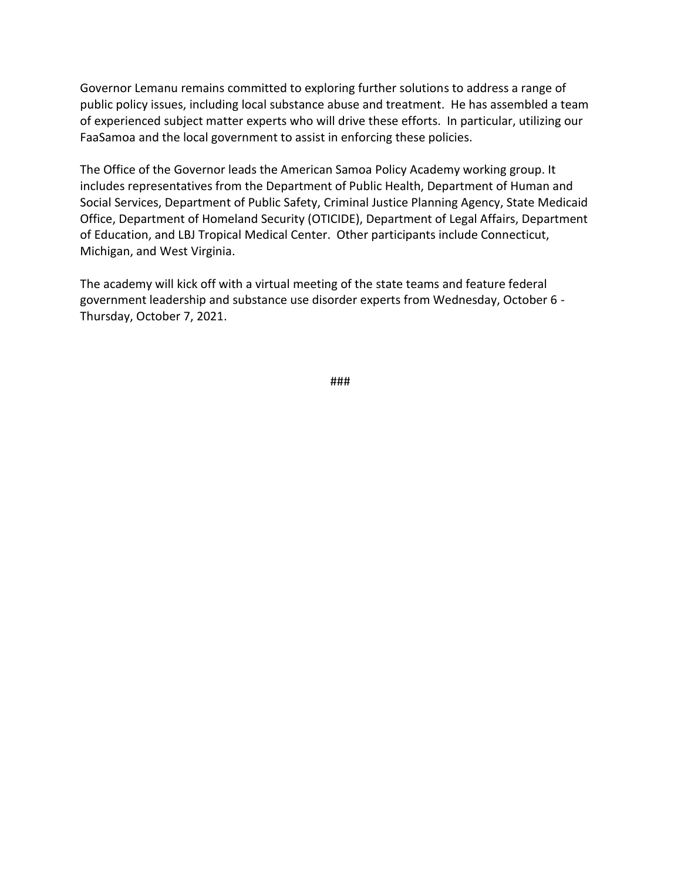Governor Lemanu remains committed to exploring further solutions to address a range of public policy issues, including local substance abuse and treatment. He has assembled a team of experienced subject matter experts who will drive these efforts. In particular, utilizing our FaaSamoa and the local government to assist in enforcing these policies.

The Office of the Governor leads the American Samoa Policy Academy working group. It includes representatives from the Department of Public Health, Department of Human and Social Services, Department of Public Safety, Criminal Justice Planning Agency, State Medicaid Office, Department of Homeland Security (OTICIDE), Department of Legal Affairs, Department of Education, and LBJ Tropical Medical Center. Other participants include Connecticut, Michigan, and West Virginia.

The academy will kick off with a virtual meeting of the state teams and feature federal government leadership and substance use disorder experts from Wednesday, October 6 - Thursday, October 7, 2021.

###